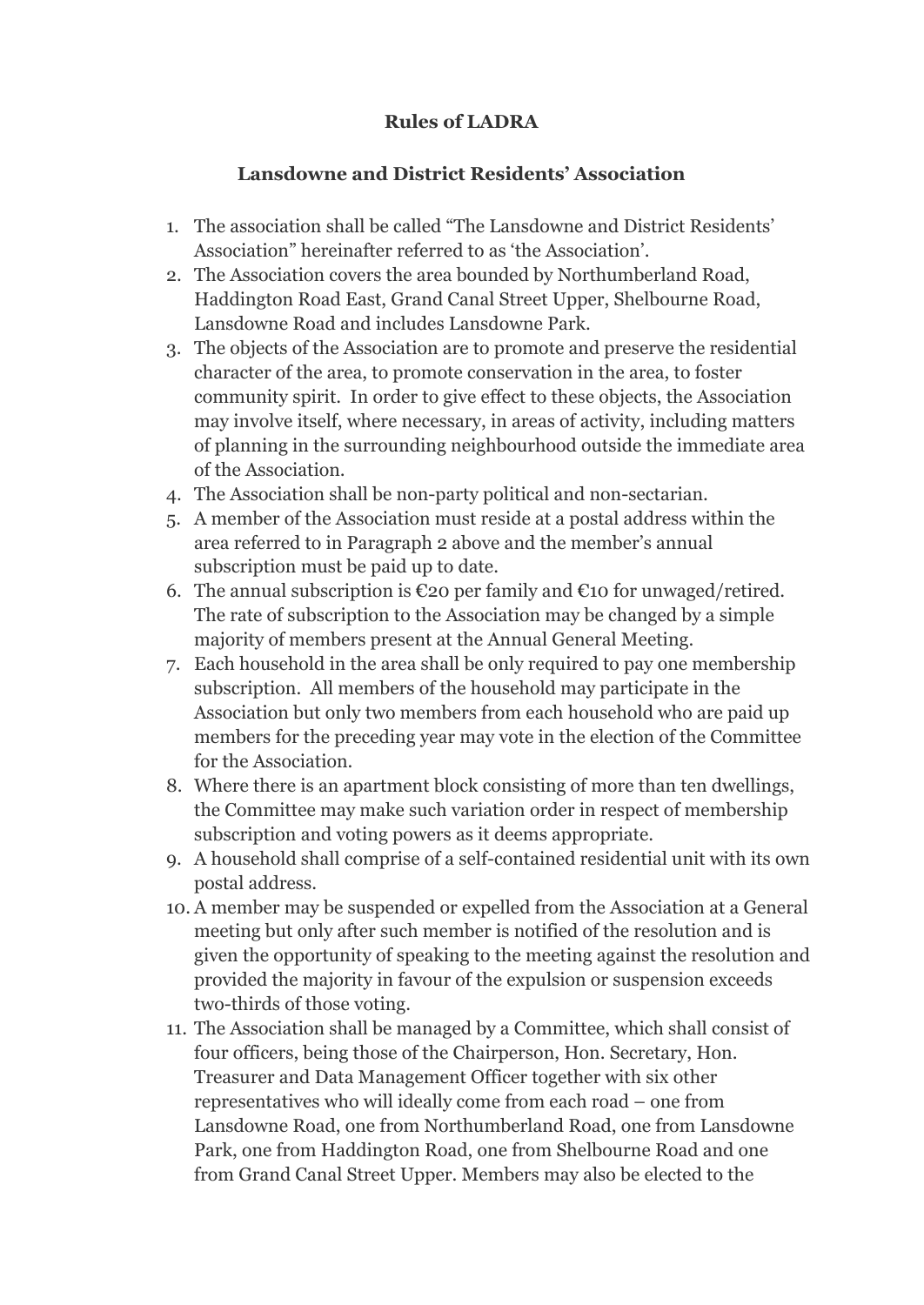**Rules of LADRA**

**Lansdowne and District Residents' Association**

1. The association shall be called "The Lansdowne and District Residents' Association" hereinafter referred to as 'the Association'.
2. The Association covers the area bounded by Northumberland Road, Haddington Road East, Grand Canal Street Upper, Shelbourne Road, Lansdowne Road and includes Lansdowne Park.
3. The objects of the Association are to promote and preserve the residential character of the area, to promote conservation in the area, to foster community spirit. In order to give effect to these objects, the Association may involve itself, where necessary, in areas of activity, including matters of planning in the surrounding neighbourhood outside the immediate area of the Association.
4. The Association shall be non-party political and non-sectarian.
5. A member of the Association must reside at a postal address within the area referred to in Paragraph 2 above and the member's annual subscription must be paid up to date.
6. The annual subscription is €20 per family and €10 for unwaged/retired. The rate of subscription to the Association may be changed by a simple majority of members present at the Annual General Meeting.
7. Each household in the area shall be only required to pay one membership subscription. All members of the household may participate in the Association but only two members from each household who are paid up members for the preceding year may vote in the election of the Committee for the Association.
8. Where there is an apartment block consisting of more than ten dwellings, the Committee may make such variation order in respect of membership subscription and voting powers as it deems appropriate.
9. A household shall comprise of a self-contained residential unit with its own postal address.
10. A member may be suspended or expelled from the Association at a General meeting but only after such member is notified of the resolution and is given the opportunity of speaking to the meeting against the resolution and provided the majority in favour of the expulsion or suspension exceeds two-thirds of those voting.
11. The Association shall be managed by a Committee, which shall consist of four officers, being those of the Chairperson, Hon. Secretary, Hon. Treasurer and Data Management Officer together with six other representatives who will ideally come from each road – one from Lansdowne Road, one from Northumberland Road, one from Lansdowne Park, one from Haddington Road, one from Shelbourne Road and one from Grand Canal Street Upper. Members may also be elected to the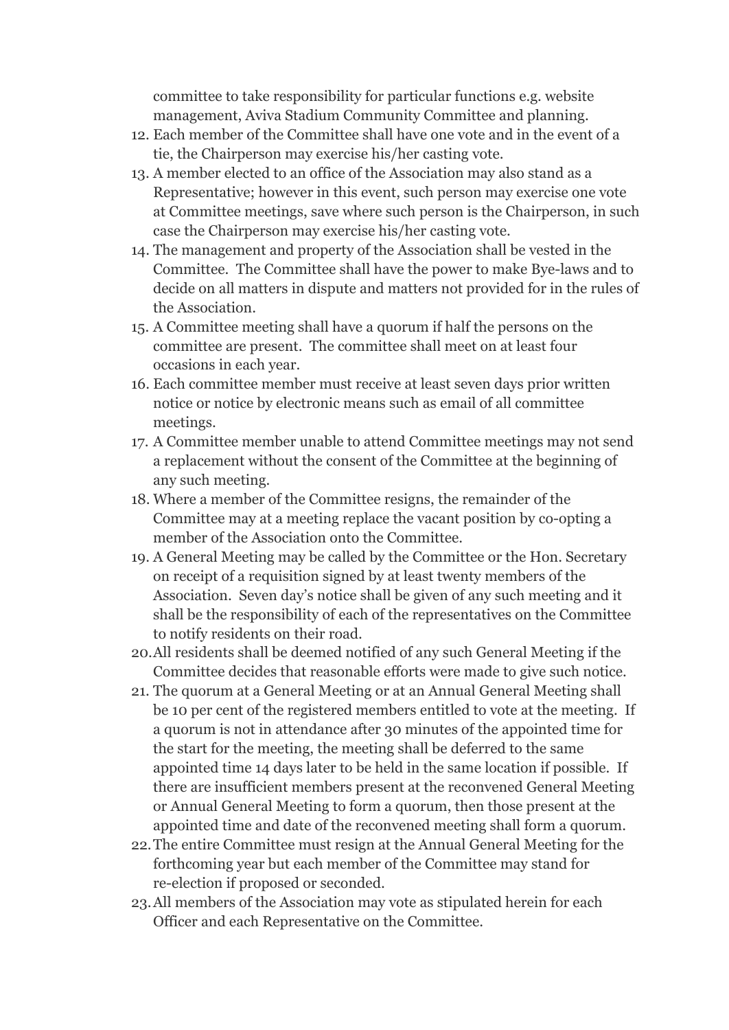committee to take responsibility for particular functions e.g. website management, Aviva Stadium Community Committee and planning.

12. Each member of the Committee shall have one vote and in the event of a tie, the Chairperson may exercise his/her casting vote.
13. A member elected to an office of the Association may also stand as a Representative; however in this event, such person may exercise one vote at Committee meetings, save where such person is the Chairperson, in such case the Chairperson may exercise his/her casting vote.
14. The management and property of the Association shall be vested in the Committee. The Committee shall have the power to make Bye-laws and to decide on all matters in dispute and matters not provided for in the rules of the Association.
15. A Committee meeting shall have a quorum if half the persons on the committee are present. The committee shall meet on at least four occasions in each year.
16. Each committee member must receive at least seven days prior written notice or notice by electronic means such as email of all committee meetings.
17. A Committee member unable to attend Committee meetings may not send a replacement without the consent of the Committee at the beginning of any such meeting.
18. Where a member of the Committee resigns, the remainder of the Committee may at a meeting replace the vacant position by co-opting a member of the Association onto the Committee.
19. A General Meeting may be called by the Committee or the Hon. Secretary on receipt of a requisition signed by at least twenty members of the Association. Seven day's notice shall be given of any such meeting and it shall be the responsibility of each of the representatives on the Committee to notify residents on their road.
20. All residents shall be deemed notified of any such General Meeting if the Committee decides that reasonable efforts were made to give such notice.
21. The quorum at a General Meeting or at an Annual General Meeting shall be 10 per cent of the registered members entitled to vote at the meeting. If a quorum is not in attendance after 30 minutes of the appointed time for the start for the meeting, the meeting shall be deferred to the same appointed time 14 days later to be held in the same location if possible. If there are insufficient members present at the reconvened General Meeting or Annual General Meeting to form a quorum, then those present at the appointed time and date of the reconvened meeting shall form a quorum.
22. The entire Committee must resign at the Annual General Meeting for the forthcoming year but each member of the Committee may stand for re-election if proposed or seconded.
23. All members of the Association may vote as stipulated herein for each Officer and each Representative on the Committee.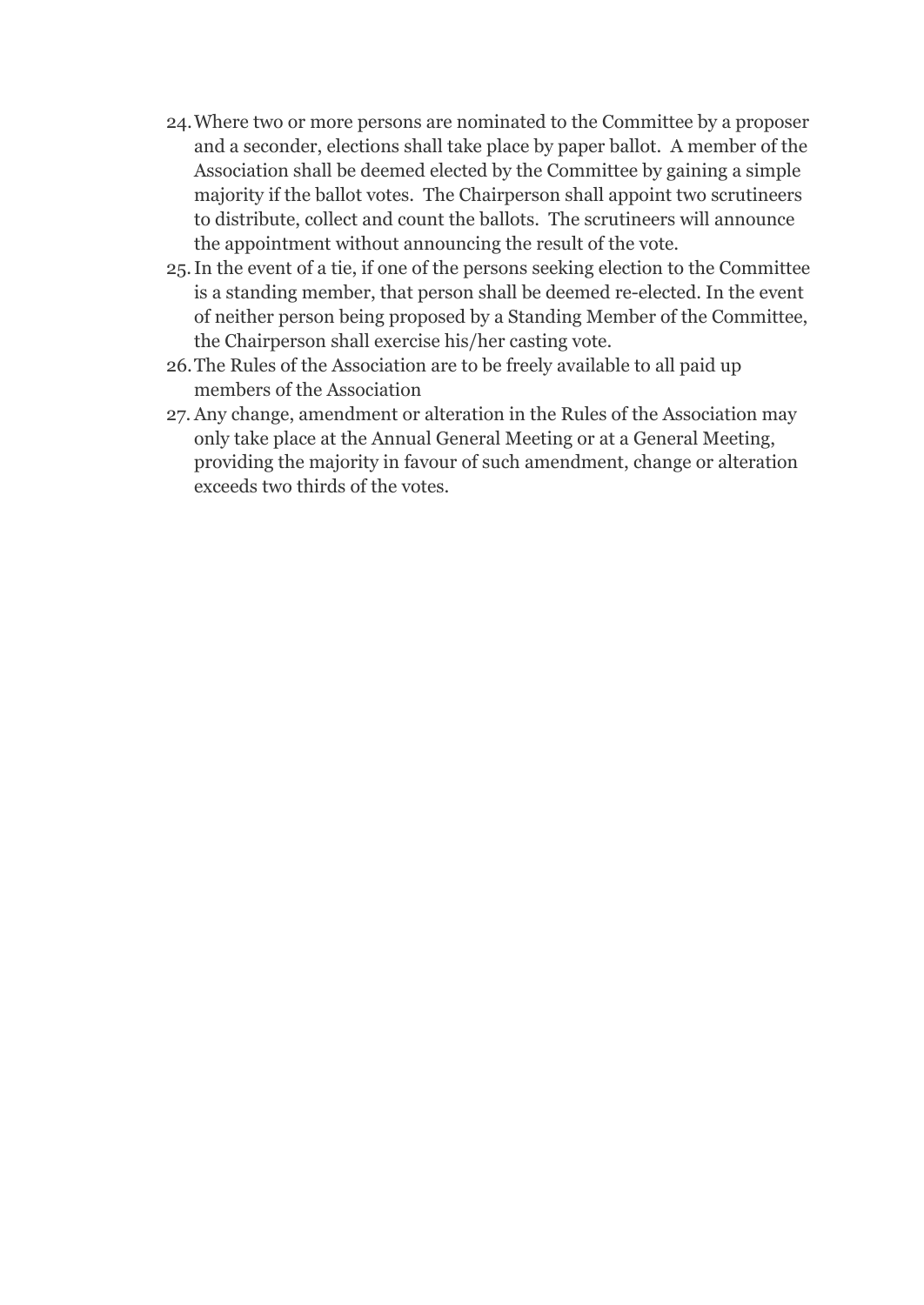24. Where two or more persons are nominated to the Committee by a proposer and a seconder, elections shall take place by paper ballot. A member of the Association shall be deemed elected by the Committee by gaining a simple majority if the ballot votes. The Chairperson shall appoint two scrutineers to distribute, collect and count the ballots. The scrutineers will announce the appointment without announcing the result of the vote.
25. In the event of a tie, if one of the persons seeking election to the Committee is a standing member, that person shall be deemed re-elected. In the event of neither person being proposed by a Standing Member of the Committee, the Chairperson shall exercise his/her casting vote.
26. The Rules of the Association are to be freely available to all paid up members of the Association
27. Any change, amendment or alteration in the Rules of the Association may only take place at the Annual General Meeting or at a General Meeting, providing the majority in favour of such amendment, change or alteration exceeds two thirds of the votes.